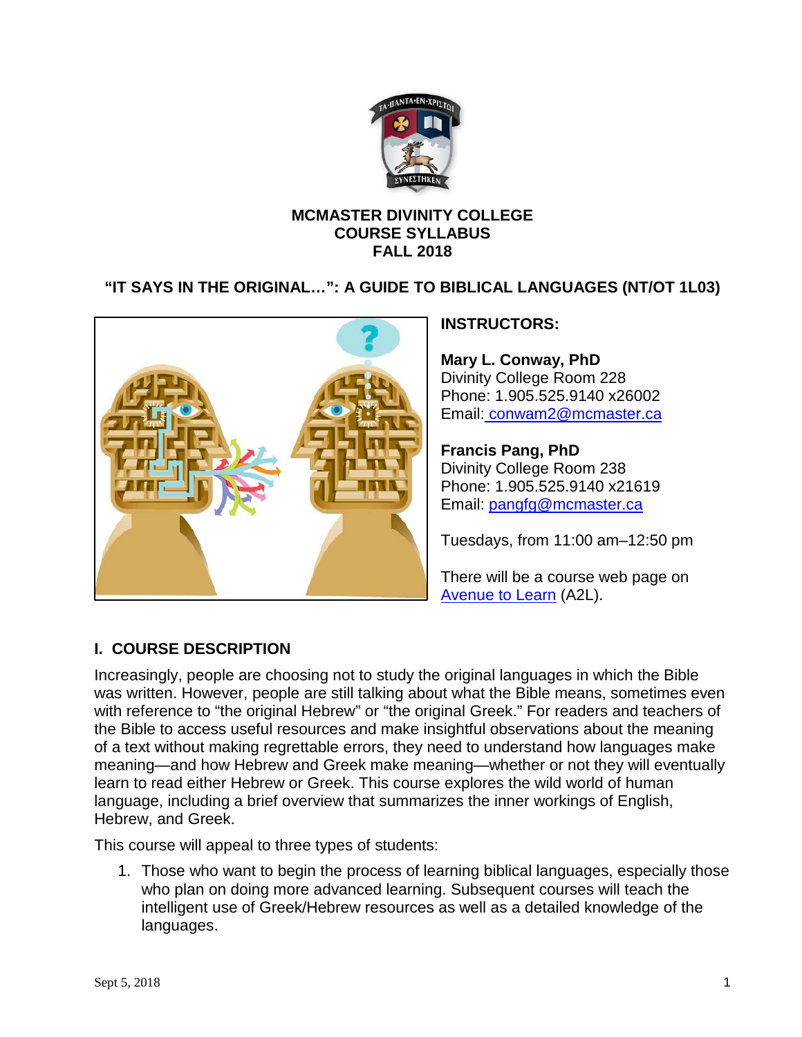**MCMASTER DIVINITY COLLEGE**
**COURSE SYLLABUS**
**FALL 2018**

# "IT SAYS IN THE ORIGINAL…": A GUIDE TO BIBLICAL LANGUAGES (NT/OT 1L03)

**INSTRUCTORS:**

**Mary L. Conway, PhD**
Divinity College Room 228
Phone: 1.905.525.9140 x26002
Email: conwam2@mcmaster.ca

**Francis Pang, PhD**
Divinity College Room 238
Phone: 1.905.525.9140 x21619
Email: pangfg@mcmaster.ca

Tuesdays, from 11:00 am–12:50 pm

There will be a course web page on Avenue to Learn (A2L).

## I. COURSE DESCRIPTION

Increasingly, people are choosing not to study the original languages in which the Bible was written. However, people are still talking about what the Bible means, sometimes even with reference to "the original Hebrew" or "the original Greek." For readers and teachers of the Bible to access useful resources and make insightful observations about the meaning of a text without making regrettable errors, they need to understand how languages make meaning—and how Hebrew and Greek make meaning—whether or not they will eventually learn to read either Hebrew or Greek. This course explores the wild world of human language, including a brief overview that summarizes the inner workings of English, Hebrew, and Greek.

This course will appeal to three types of students:

1. Those who want to begin the process of learning biblical languages, especially those who plan on doing more advanced learning. Subsequent courses will teach the intelligent use of Greek/Hebrew resources as well as a detailed knowledge of the languages.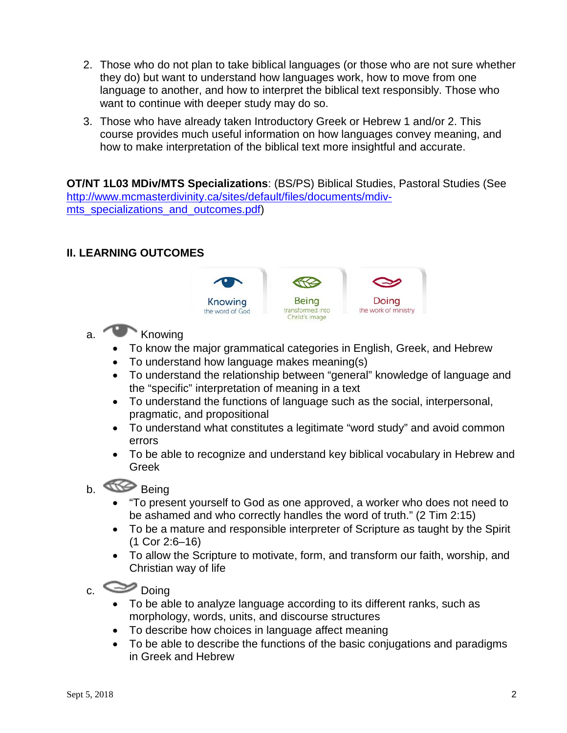2. Those who do not plan to take biblical languages (or those who are not sure whether they do) but want to understand how languages work, how to move from one language to another, and how to interpret the biblical text responsibly. Those who want to continue with deeper study may do so.
3. Those who have already taken Introductory Greek or Hebrew 1 and/or 2. This course provides much useful information on how languages convey meaning, and how to make interpretation of the biblical text more insightful and accurate.

**OT/NT 1L03 MDiv/MTS Specializations**: (BS/PS) Biblical Studies, Pastoral Studies (See http://www.mcmasterdivinity.ca/sites/default/files/documents/mdiv-mts_specializations_and_outcomes.pdf)

## II. LEARNING OUTCOMES

Knowing the word of God | Being transformed into Christ's image | Doing the work of ministry

a. Knowing
- To know the major grammatical categories in English, Greek, and Hebrew
- To understand how language makes meaning(s)
- To understand the relationship between "general" knowledge of language and the "specific" interpretation of meaning in a text
- To understand the functions of language such as the social, interpersonal, pragmatic, and propositional
- To understand what constitutes a legitimate "word study" and avoid common errors
- To be able to recognize and understand key biblical vocabulary in Hebrew and Greek

b. Being
- "To present yourself to God as one approved, a worker who does not need to be ashamed and who correctly handles the word of truth." (2 Tim 2:15)
- To be a mature and responsible interpreter of Scripture as taught by the Spirit (1 Cor 2:6–16)
- To allow the Scripture to motivate, form, and transform our faith, worship, and Christian way of life

c. Doing
- To be able to analyze language according to its different ranks, such as morphology, words, units, and discourse structures
- To describe how choices in language affect meaning
- To be able to describe the functions of the basic conjugations and paradigms in Greek and Hebrew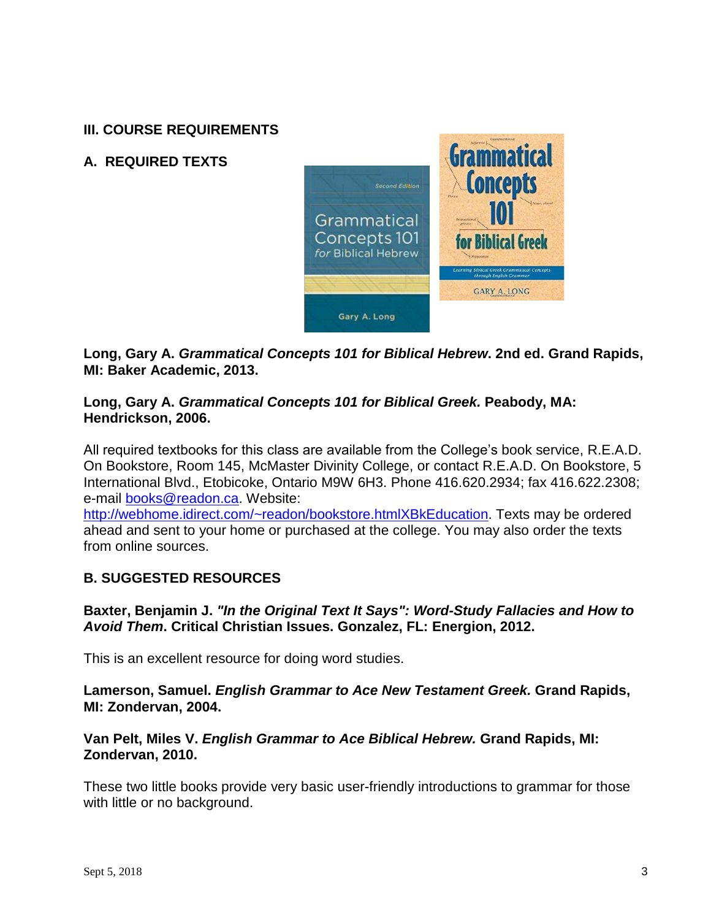## III. COURSE REQUIREMENTS

### A. REQUIRED TEXTS

**Long, Gary A. *Grammatical Concepts 101 for Biblical Hebrew*. 2nd ed. Grand Rapids, MI: Baker Academic, 2013.**

**Long, Gary A. *Grammatical Concepts 101 for Biblical Greek.* Peabody, MA: Hendrickson, 2006.**

All required textbooks for this class are available from the College's book service, R.E.A.D. On Bookstore, Room 145, McMaster Divinity College, or contact R.E.A.D. On Bookstore, 5 International Blvd., Etobicoke, Ontario M9W 6H3. Phone 416.620.2934; fax 416.622.2308; e-mail books@readon.ca. Website: http://webhome.idirect.com/~readon/bookstore.htmlXBkEducation. Texts may be ordered ahead and sent to your home or purchased at the college. You may also order the texts from online sources.

### B. SUGGESTED RESOURCES

**Baxter, Benjamin J. *"In the Original Text It Says": Word-Study Fallacies and How to Avoid Them*. Critical Christian Issues. Gonzalez, FL: Energion, 2012.**

This is an excellent resource for doing word studies.

**Lamerson, Samuel. *English Grammar to Ace New Testament Greek.* Grand Rapids, MI: Zondervan, 2004.**

**Van Pelt, Miles V. *English Grammar to Ace Biblical Hebrew.* Grand Rapids, MI: Zondervan, 2010.**

These two little books provide very basic user-friendly introductions to grammar for those with little or no background.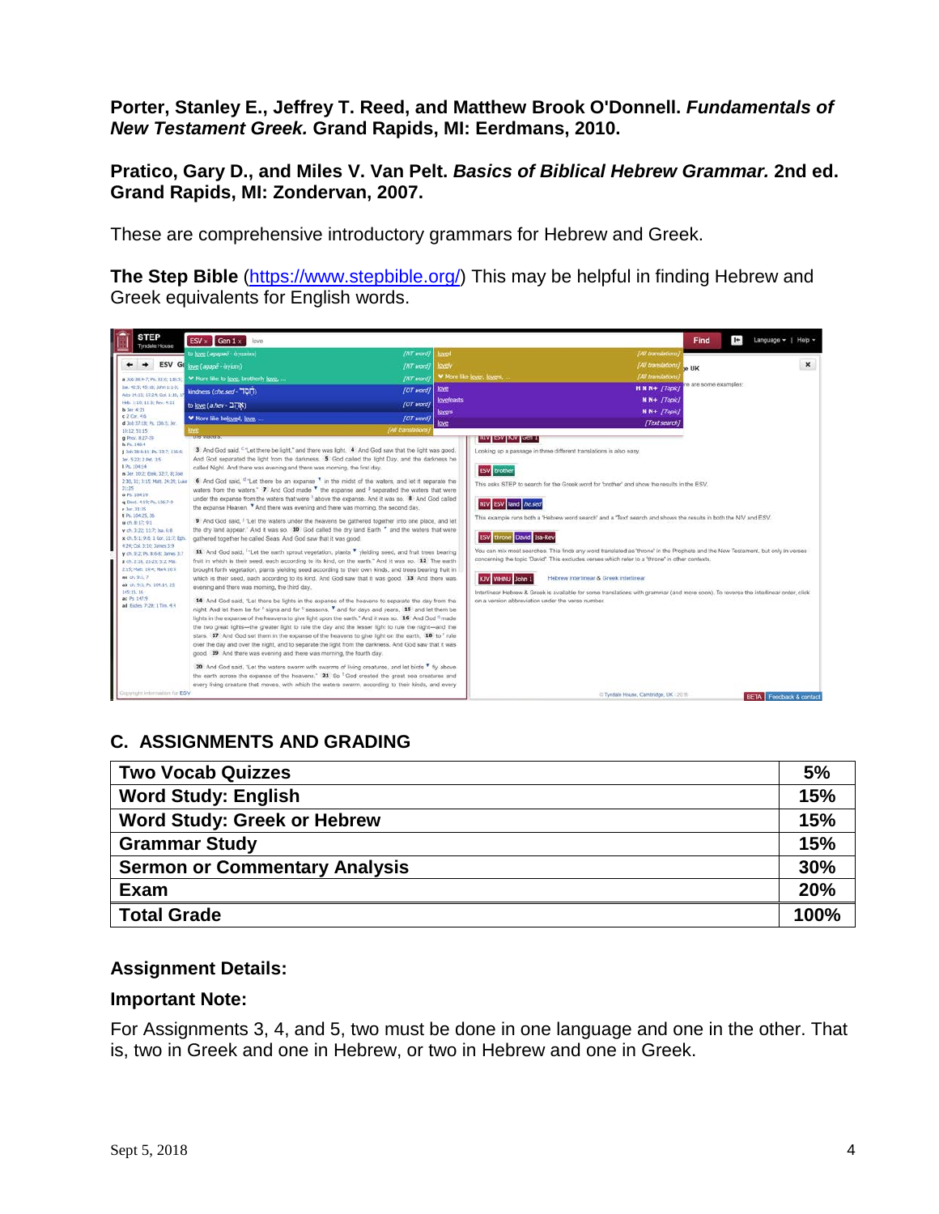**Porter, Stanley E., Jeffrey T. Reed, and Matthew Brook O'Donnell. *Fundamentals of New Testament Greek.* Grand Rapids, MI: Eerdmans, 2010.**

**Pratico, Gary D., and Miles V. Van Pelt. *Basics of Biblical Hebrew Grammar.* 2nd ed. Grand Rapids, MI: Zondervan, 2007.**

These are comprehensive introductory grammars for Hebrew and Greek.

**The Step Bible** (https://www.stepbible.org/) This may be helpful in finding Hebrew and Greek equivalents for English words.

## C. ASSIGNMENTS AND GRADING

| Two Vocab Quizzes | 5% |
|---|---|
| Word Study: English | 15% |
| Word Study: Greek or Hebrew | 15% |
| Grammar Study | 15% |
| Sermon or Commentary Analysis | 30% |
| Exam | 20% |
| Total Grade | 100% |

### Assignment Details:

### Important Note:

For Assignments 3, 4, and 5, two must be done in one language and one in the other. That is, two in Greek and one in Hebrew, or two in Hebrew and one in Greek.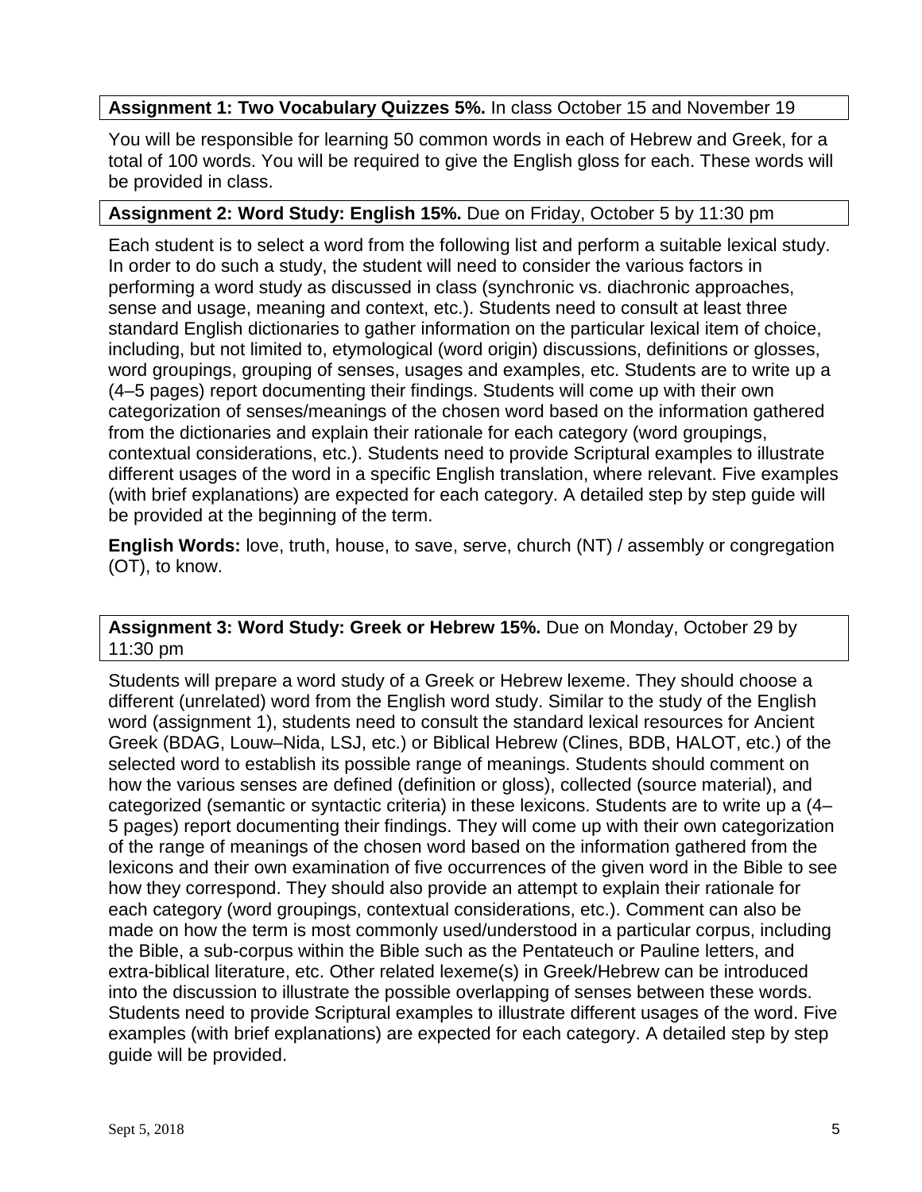**Assignment 1: Two Vocabulary Quizzes 5%.** In class October 15 and November 19

You will be responsible for learning 50 common words in each of Hebrew and Greek, for a total of 100 words. You will be required to give the English gloss for each. These words will be provided in class.

**Assignment 2: Word Study: English 15%.** Due on Friday, October 5 by 11:30 pm

Each student is to select a word from the following list and perform a suitable lexical study. In order to do such a study, the student will need to consider the various factors in performing a word study as discussed in class (synchronic vs. diachronic approaches, sense and usage, meaning and context, etc.). Students need to consult at least three standard English dictionaries to gather information on the particular lexical item of choice, including, but not limited to, etymological (word origin) discussions, definitions or glosses, word groupings, grouping of senses, usages and examples, etc. Students are to write up a (4–5 pages) report documenting their findings. Students will come up with their own categorization of senses/meanings of the chosen word based on the information gathered from the dictionaries and explain their rationale for each category (word groupings, contextual considerations, etc.). Students need to provide Scriptural examples to illustrate different usages of the word in a specific English translation, where relevant. Five examples (with brief explanations) are expected for each category. A detailed step by step guide will be provided at the beginning of the term.

**English Words:** love, truth, house, to save, serve, church (NT) / assembly or congregation (OT), to know.

**Assignment 3: Word Study: Greek or Hebrew 15%.** Due on Monday, October 29 by 11:30 pm

Students will prepare a word study of a Greek or Hebrew lexeme. They should choose a different (unrelated) word from the English word study. Similar to the study of the English word (assignment 1), students need to consult the standard lexical resources for Ancient Greek (BDAG, Louw–Nida, LSJ, etc.) or Biblical Hebrew (Clines, BDB, HALOT, etc.) of the selected word to establish its possible range of meanings. Students should comment on how the various senses are defined (definition or gloss), collected (source material), and categorized (semantic or syntactic criteria) in these lexicons. Students are to write up a (4–5 pages) report documenting their findings. They will come up with their own categorization of the range of meanings of the chosen word based on the information gathered from the lexicons and their own examination of five occurrences of the given word in the Bible to see how they correspond. They should also provide an attempt to explain their rationale for each category (word groupings, contextual considerations, etc.). Comment can also be made on how the term is most commonly used/understood in a particular corpus, including the Bible, a sub-corpus within the Bible such as the Pentateuch or Pauline letters, and extra-biblical literature, etc. Other related lexeme(s) in Greek/Hebrew can be introduced into the discussion to illustrate the possible overlapping of senses between these words. Students need to provide Scriptural examples to illustrate different usages of the word. Five examples (with brief explanations) are expected for each category. A detailed step by step guide will be provided.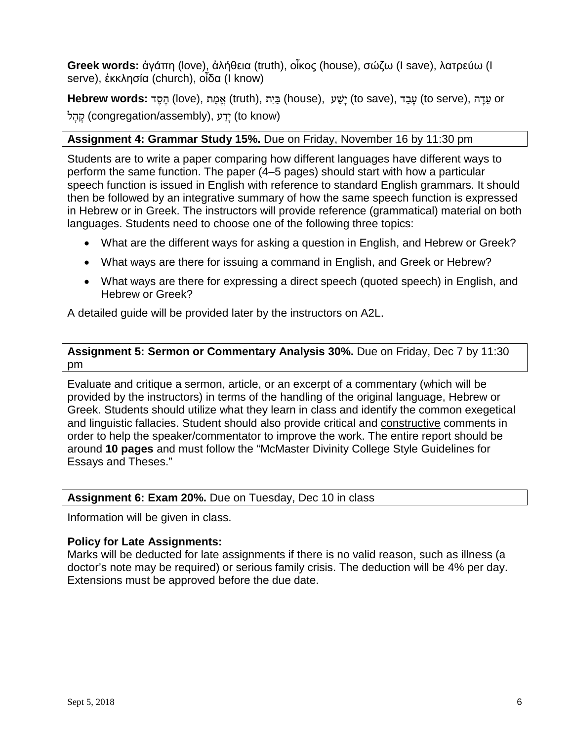**Greek words:** ἀγάπη (love), ἀλήθεια (truth), οἶκος (house), σώζω (I save), λατρεύω (I serve), ἐκκλησία (church), οἶδα (I know)

**Hebrew words:** הֶסֶד (love), אֱמֶת (truth), בַּיִת (house), יָשַׁע (to save), עָבַד (to serve), עֵדָה or קָהָל (congregation/assembly), יָדַע (to know)

**Assignment 4: Grammar Study 15%.** Due on Friday, November 16 by 11:30 pm

Students are to write a paper comparing how different languages have different ways to perform the same function. The paper (4–5 pages) should start with how a particular speech function is issued in English with reference to standard English grammars. It should then be followed by an integrative summary of how the same speech function is expressed in Hebrew or in Greek. The instructors will provide reference (grammatical) material on both languages. Students need to choose one of the following three topics:

- What are the different ways for asking a question in English, and Hebrew or Greek?
- What ways are there for issuing a command in English, and Greek or Hebrew?
- What ways are there for expressing a direct speech (quoted speech) in English, and Hebrew or Greek?

A detailed guide will be provided later by the instructors on A2L.

**Assignment 5: Sermon or Commentary Analysis 30%.** Due on Friday, Dec 7 by 11:30 pm

Evaluate and critique a sermon, article, or an excerpt of a commentary (which will be provided by the instructors) in terms of the handling of the original language, Hebrew or Greek. Students should utilize what they learn in class and identify the common exegetical and linguistic fallacies. Student should also provide critical and constructive comments in order to help the speaker/commentator to improve the work. The entire report should be around **10 pages** and must follow the "McMaster Divinity College Style Guidelines for Essays and Theses."

**Assignment 6: Exam 20%.** Due on Tuesday, Dec 10 in class

Information will be given in class.

**Policy for Late Assignments:**
Marks will be deducted for late assignments if there is no valid reason, such as illness (a doctor's note may be required) or serious family crisis. The deduction will be 4% per day. Extensions must be approved before the due date.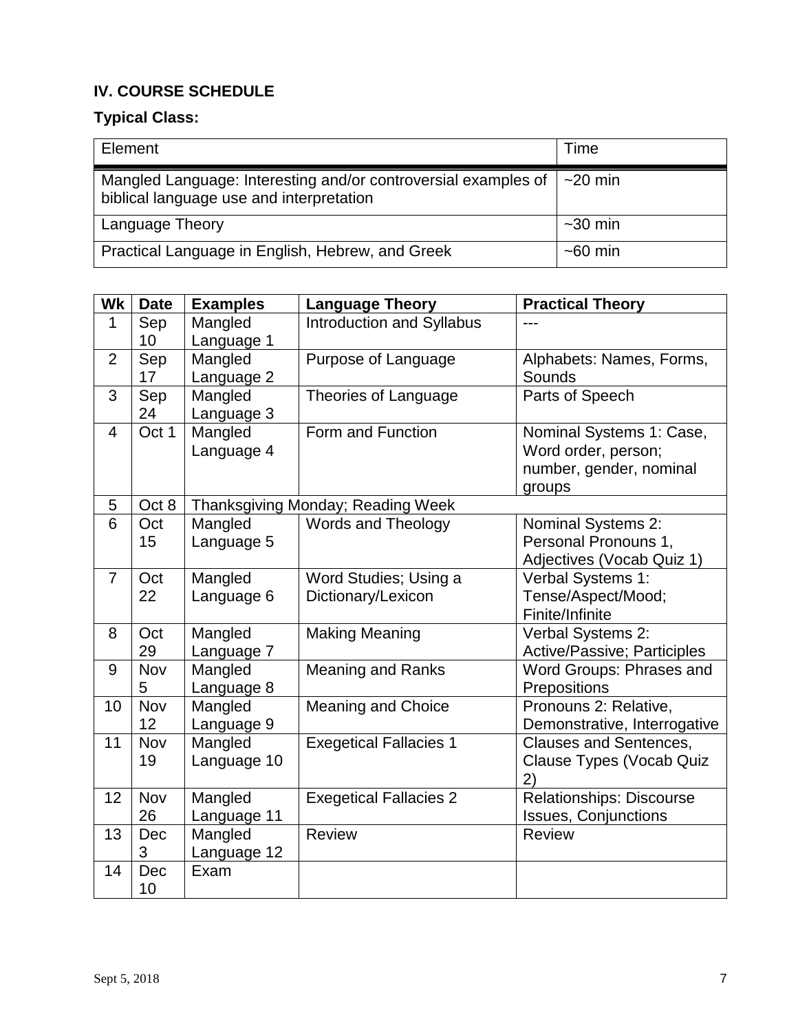## IV. COURSE SCHEDULE

### Typical Class:

| Element | Time |
|---|---|
| Mangled Language: Interesting and/or controversial examples of biblical language use and interpretation | ~20 min |
| Language Theory | ~30 min |
| Practical Language in English, Hebrew, and Greek | ~60 min |

| Wk | Date | Examples | Language Theory | Practical Theory |
|---|---|---|---|---|
| 1 | Sep 10 | Mangled Language 1 | Introduction and Syllabus | --- |
| 2 | Sep 17 | Mangled Language 2 | Purpose of Language | Alphabets: Names, Forms, Sounds |
| 3 | Sep 24 | Mangled Language 3 | Theories of Language | Parts of Speech |
| 4 | Oct 1 | Mangled Language 4 | Form and Function | Nominal Systems 1: Case, Word order, person; number, gender, nominal groups |
| 5 | Oct 8 | Thanksgiving Monday; Reading Week | | |
| 6 | Oct 15 | Mangled Language 5 | Words and Theology | Nominal Systems 2: Personal Pronouns 1, Adjectives (Vocab Quiz 1) |
| 7 | Oct 22 | Mangled Language 6 | Word Studies; Using a Dictionary/Lexicon | Verbal Systems 1: Tense/Aspect/Mood; Finite/Infinite |
| 8 | Oct 29 | Mangled Language 7 | Making Meaning | Verbal Systems 2: Active/Passive; Participles |
| 9 | Nov 5 | Mangled Language 8 | Meaning and Ranks | Word Groups: Phrases and Prepositions |
| 10 | Nov 12 | Mangled Language 9 | Meaning and Choice | Pronouns 2: Relative, Demonstrative, Interrogative |
| 11 | Nov 19 | Mangled Language 10 | Exegetical Fallacies 1 | Clauses and Sentences, Clause Types (Vocab Quiz 2) |
| 12 | Nov 26 | Mangled Language 11 | Exegetical Fallacies 2 | Relationships: Discourse Issues, Conjunctions |
| 13 | Dec 3 | Mangled Language 12 | Review | Review |
| 14 | Dec 10 | Exam | | |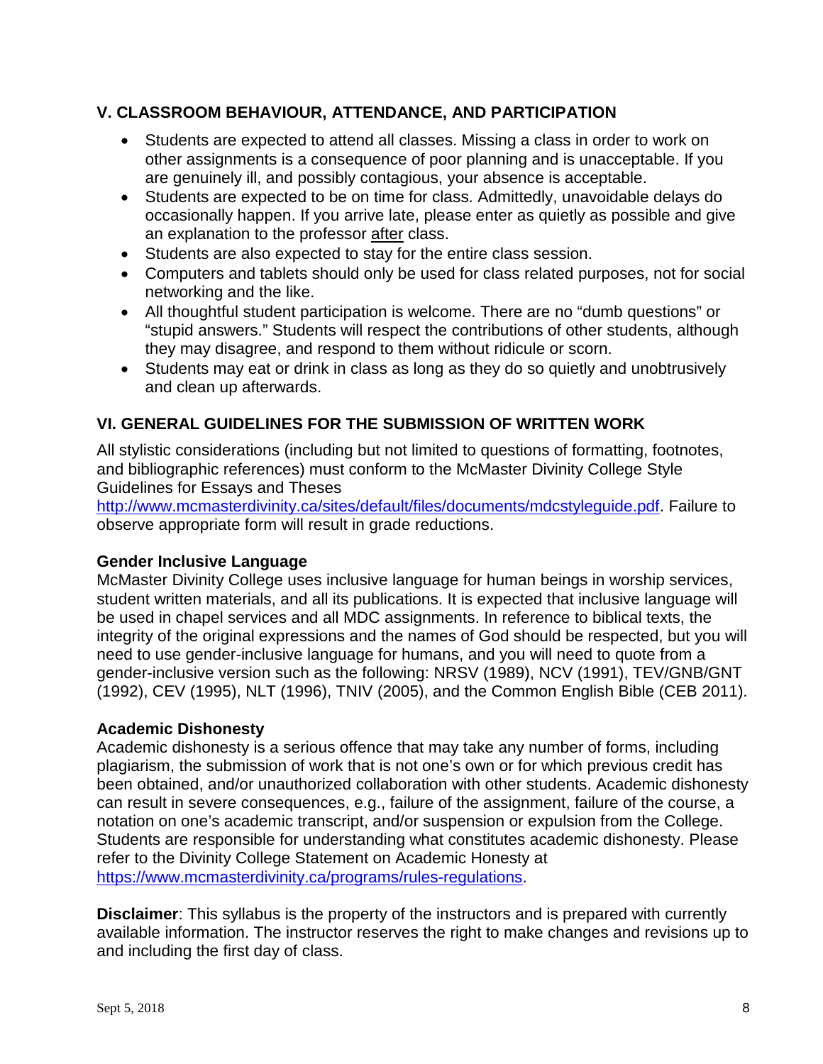## V. CLASSROOM BEHAVIOUR, ATTENDANCE, AND PARTICIPATION

- Students are expected to attend all classes. Missing a class in order to work on other assignments is a consequence of poor planning and is unacceptable. If you are genuinely ill, and possibly contagious, your absence is acceptable.
- Students are expected to be on time for class. Admittedly, unavoidable delays do occasionally happen. If you arrive late, please enter as quietly as possible and give an explanation to the professor <u>after</u> class.
- Students are also expected to stay for the entire class session.
- Computers and tablets should only be used for class related purposes, not for social networking and the like.
- All thoughtful student participation is welcome. There are no "dumb questions" or "stupid answers." Students will respect the contributions of other students, although they may disagree, and respond to them without ridicule or scorn.
- Students may eat or drink in class as long as they do so quietly and unobtrusively and clean up afterwards.

## VI. GENERAL GUIDELINES FOR THE SUBMISSION OF WRITTEN WORK

All stylistic considerations (including but not limited to questions of formatting, footnotes, and bibliographic references) must conform to the McMaster Divinity College Style Guidelines for Essays and Theses http://www.mcmasterdivinity.ca/sites/default/files/documents/mdcstyleguide.pdf. Failure to observe appropriate form will result in grade reductions.

### Gender Inclusive Language

McMaster Divinity College uses inclusive language for human beings in worship services, student written materials, and all its publications. It is expected that inclusive language will be used in chapel services and all MDC assignments. In reference to biblical texts, the integrity of the original expressions and the names of God should be respected, but you will need to use gender-inclusive language for humans, and you will need to quote from a gender-inclusive version such as the following: NRSV (1989), NCV (1991), TEV/GNB/GNT (1992), CEV (1995), NLT (1996), TNIV (2005), and the Common English Bible (CEB 2011).

### Academic Dishonesty

Academic dishonesty is a serious offence that may take any number of forms, including plagiarism, the submission of work that is not one's own or for which previous credit has been obtained, and/or unauthorized collaboration with other students. Academic dishonesty can result in severe consequences, e.g., failure of the assignment, failure of the course, a notation on one's academic transcript, and/or suspension or expulsion from the College. Students are responsible for understanding what constitutes academic dishonesty. Please refer to the Divinity College Statement on Academic Honesty at https://www.mcmasterdivinity.ca/programs/rules-regulations.

**Disclaimer**: This syllabus is the property of the instructors and is prepared with currently available information. The instructor reserves the right to make changes and revisions up to and including the first day of class.